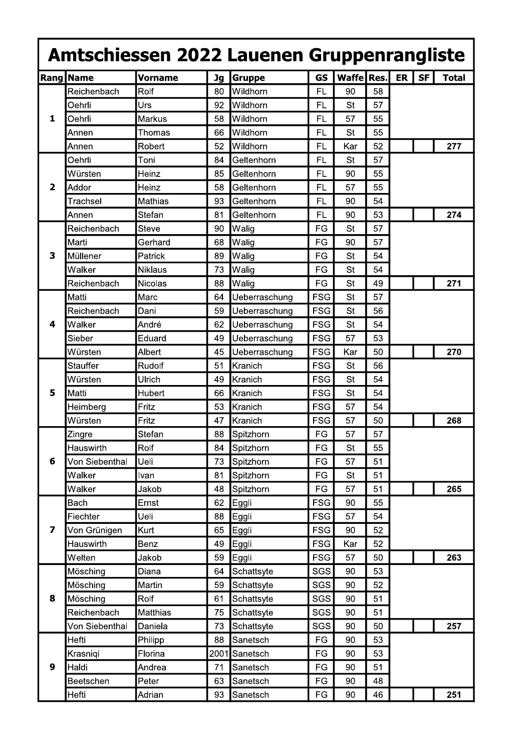# Amtschiessen 2022 Lauenen Gruppenrangliste

| Rang | Name | Vorname | Jg | Gruppe | GS | Waffe | Res. | ER | SF | Total |
|---|---|---|---|---|---|---|---|---|---|---|
| 1 | Reichenbach | Rolf | 80 | Wildhorn | FL | 90 | 58 | | | |
| | Oehrli | Urs | 92 | Wildhorn | FL | St | 57 | | | |
| | Oehrli | Markus | 58 | Wildhorn | FL | 57 | 55 | | | |
| | Annen | Thomas | 66 | Wildhorn | FL | St | 55 | | | |
| | Annen | Robert | 52 | Wildhorn | FL | Kar | 52 | | | 277 |
| 2 | Oehrli | Toni | 84 | Geltenhorn | FL | St | 57 | | | |
| | Würsten | Heinz | 85 | Geltenhorn | FL | 90 | 55 | | | |
| | Addor | Heinz | 58 | Geltenhorn | FL | 57 | 55 | | | |
| | Trachsel | Mathias | 93 | Geltenhorn | FL | 90 | 54 | | | |
| | Annen | Stefan | 81 | Geltenhorn | FL | 90 | 53 | | | 274 |
| 3 | Reichenbach | Steve | 90 | Walig | FG | St | 57 | | | |
| | Marti | Gerhard | 68 | Walig | FG | 90 | 57 | | | |
| | Müllener | Patrick | 89 | Walig | FG | St | 54 | | | |
| | Walker | Niklaus | 73 | Walig | FG | St | 54 | | | |
| | Reichenbach | Nicolas | 88 | Walig | FG | St | 49 | | | 271 |
| 4 | Matti | Marc | 64 | Ueberraschung | FSG | St | 57 | | | |
| | Reichenbach | Dani | 59 | Ueberraschung | FSG | St | 56 | | | |
| | Walker | André | 62 | Ueberraschung | FSG | St | 54 | | | |
| | Sieber | Eduard | 49 | Ueberraschung | FSG | 57 | 53 | | | |
| | Würsten | Albert | 45 | Ueberraschung | FSG | Kar | 50 | | | 270 |
| 5 | Stauffer | Rudolf | 51 | Kranich | FSG | St | 56 | | | |
| | Würsten | Ulrich | 49 | Kranich | FSG | St | 54 | | | |
| | Matti | Hubert | 66 | Kranich | FSG | St | 54 | | | |
| | Heimberg | Fritz | 53 | Kranich | FSG | 57 | 54 | | | |
| | Würsten | Fritz | 47 | Kranich | FSG | 57 | 50 | | | 268 |
| 6 | Zingre | Stefan | 88 | Spitzhorn | FG | 57 | 57 | | | |
| | Hauswirth | Rolf | 84 | Spitzhorn | FG | St | 55 | | | |
| | Von Siebenthal | Ueli | 73 | Spitzhorn | FG | 57 | 51 | | | |
| | Walker | Ivan | 81 | Spitzhorn | FG | St | 51 | | | |
| | Walker | Jakob | 48 | Spitzhorn | FG | 57 | 51 | | | 265 |
| 7 | Bach | Ernst | 62 | Eggli | FSG | 90 | 55 | | | |
| | Fiechter | Ueli | 88 | Eggli | FSG | 57 | 54 | | | |
| | Von Grünigen | Kurt | 65 | Eggli | FSG | 90 | 52 | | | |
| | Hauswirth | Benz | 49 | Eggli | FSG | Kar | 52 | | | |
| | Welten | Jakob | 59 | Eggli | FSG | 57 | 50 | | | 263 |
| 8 | Mösching | Diana | 64 | Schattsyte | SGS | 90 | 53 | | | |
| | Mösching | Martin | 59 | Schattsyte | SGS | 90 | 52 | | | |
| | Mösching | Rolf | 61 | Schattsyte | SGS | 90 | 51 | | | |
| | Reichenbach | Matthias | 75 | Schattsyte | SGS | 90 | 51 | | | |
| | Von Siebenthal | Daniela | 73 | Schattsyte | SGS | 90 | 50 | | | 257 |
| 9 | Hefti | Philipp | 88 | Sanetsch | FG | 90 | 53 | | | |
| | Krasniqi | Florina | 2001 | Sanetsch | FG | 90 | 53 | | | |
| | Haldi | Andrea | 71 | Sanetsch | FG | 90 | 51 | | | |
| | Beetschen | Peter | 63 | Sanetsch | FG | 90 | 48 | | | |
| | Hefti | Adrian | 93 | Sanetsch | FG | 90 | 46 | | | 251 |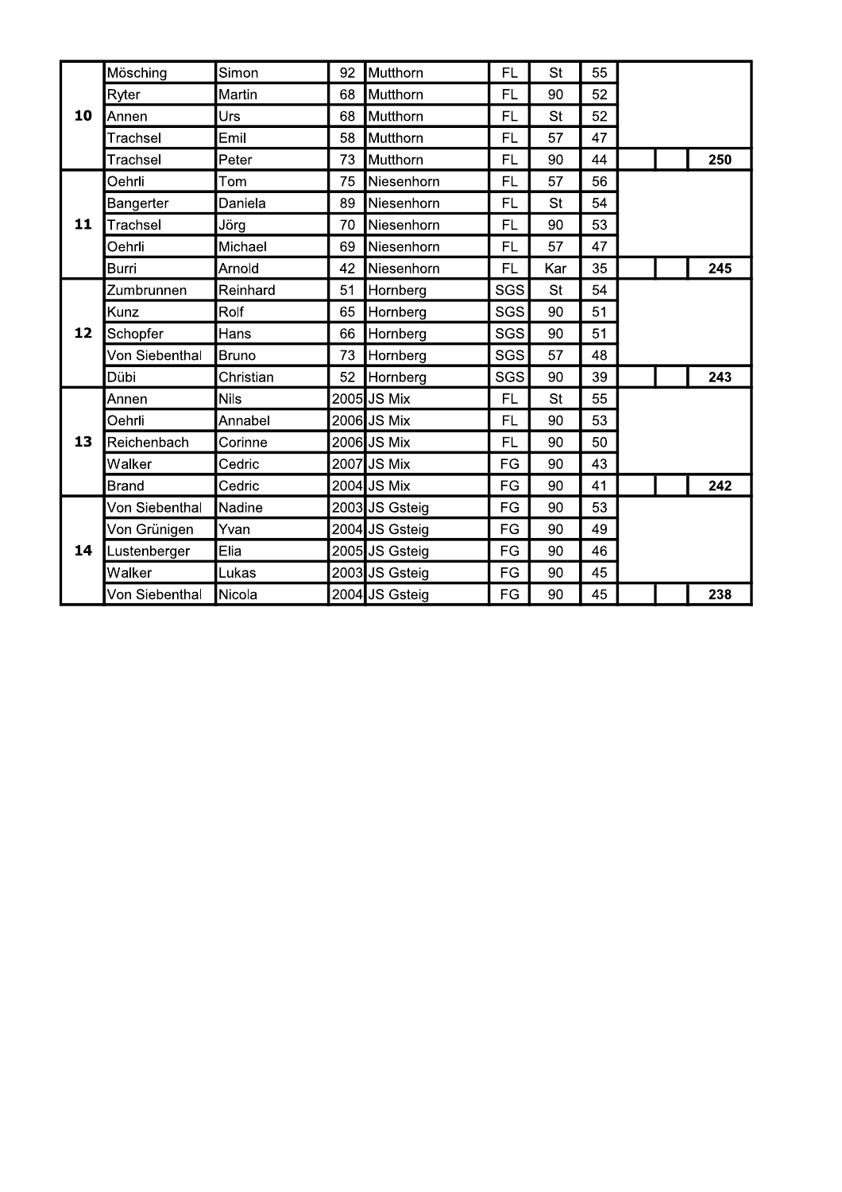| | | | | | | | | | | |
|---|---|---|---|---|---|---|---|---|---|---|
| **10** | Mösching | Simon | 92 | Mutthorn | FL | St | 55 | | | |
| | Ryter | Martin | 68 | Mutthorn | FL | 90 | 52 | | | |
| | Annen | Urs | 68 | Mutthorn | FL | St | 52 | | | |
| | Trachsel | Emil | 58 | Mutthorn | FL | 57 | 47 | | | |
| | Trachsel | Peter | 73 | Mutthorn | FL | 90 | 44 | | | **250** |
| **11** | Oehrli | Tom | 75 | Niesenhorn | FL | 57 | 56 | | | |
| | Bangerter | Daniela | 89 | Niesenhorn | FL | St | 54 | | | |
| | Trachsel | Jörg | 70 | Niesenhorn | FL | 90 | 53 | | | |
| | Oehrli | Michael | 69 | Niesenhorn | FL | 57 | 47 | | | |
| | Burri | Arnold | 42 | Niesenhorn | FL | Kar | 35 | | | **245** |
| **12** | Zumbrunnen | Reinhard | 51 | Hornberg | SGS | St | 54 | | | |
| | Kunz | Rolf | 65 | Hornberg | SGS | 90 | 51 | | | |
| | Schopfer | Hans | 66 | Hornberg | SGS | 90 | 51 | | | |
| | Von Siebenthal | Bruno | 73 | Hornberg | SGS | 57 | 48 | | | |
| | Dübi | Christian | 52 | Hornberg | SGS | 90 | 39 | | | **243** |
| **13** | Annen | Nils | 2005 | JS Mix | FL | St | 55 | | | |
| | Oehrli | Annabel | 2006 | JS Mix | FL | 90 | 53 | | | |
| | Reichenbach | Corinne | 2006 | JS Mix | FL | 90 | 50 | | | |
| | Walker | Cedric | 2007 | JS Mix | FG | 90 | 43 | | | |
| | Brand | Cedric | 2004 | JS Mix | FG | 90 | 41 | | | **242** |
| **14** | Von Siebenthal | Nadine | 2003 | JS Gsteig | FG | 90 | 53 | | | |
| | Von Grünigen | Yvan | 2004 | JS Gsteig | FG | 90 | 49 | | | |
| | Lustenberger | Elia | 2005 | JS Gsteig | FG | 90 | 46 | | | |
| | Walker | Lukas | 2003 | JS Gsteig | FG | 90 | 45 | | | |
| | Von Siebenthal | Nicola | 2004 | JS Gsteig | FG | 90 | 45 | | | **238** |